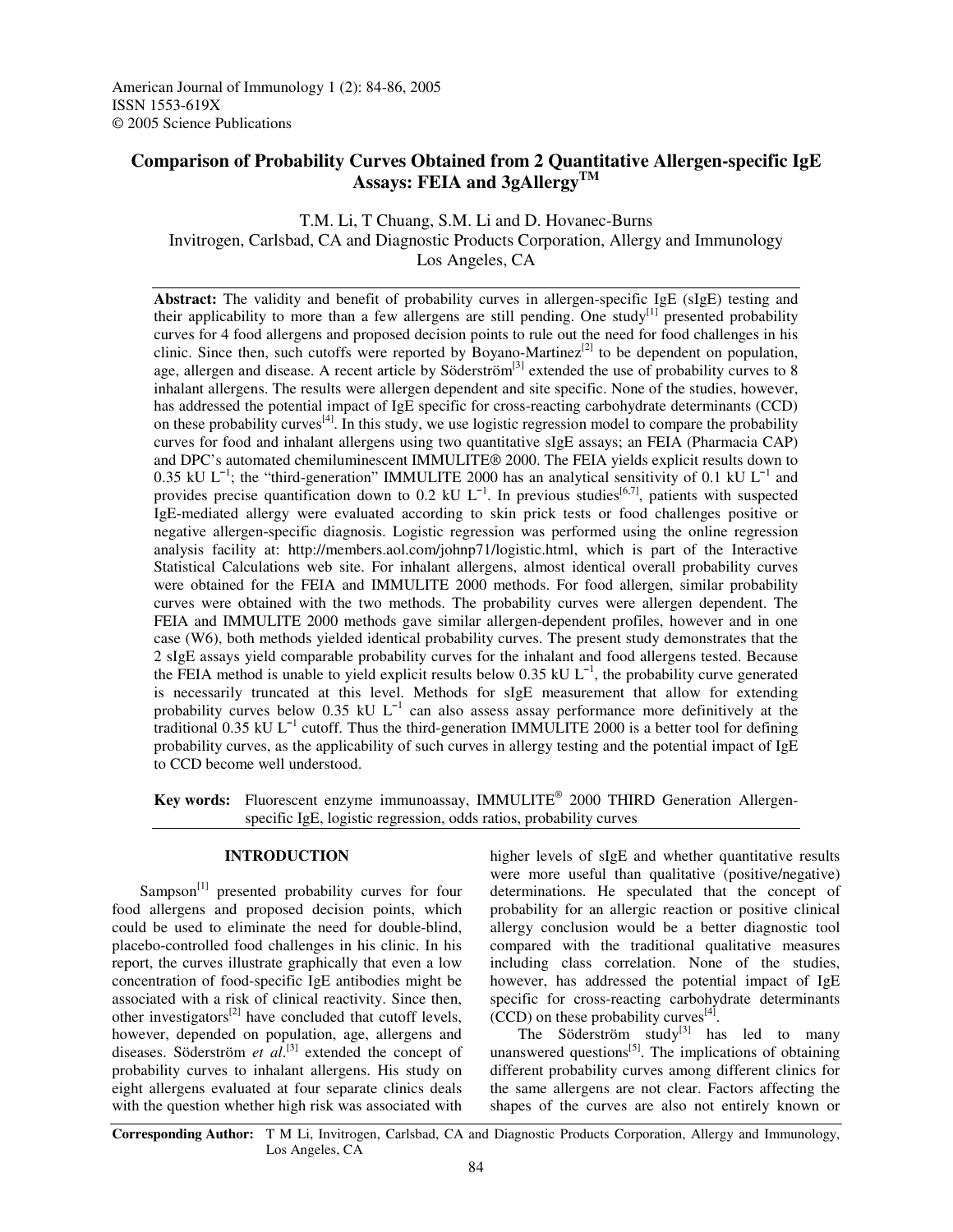American Journal of Immunology 1 (2): 84-86, 2005
ISSN 1553-619X
© 2005 Science Publications

# Comparison of Probability Curves Obtained from 2 Quantitative Allergen-specific IgE Assays: FEIA and 3gAllergy™

T.M. Li, T Chuang, S.M. Li and D. Hovanec-Burns
Invitrogen, Carlsbad, CA and Diagnostic Products Corporation, Allergy and Immunology
Los Angeles, CA

**Abstract:** The validity and benefit of probability curves in allergen-specific IgE (sIgE) testing and their applicability to more than a few allergens are still pending. One study[1] presented probability curves for 4 food allergens and proposed decision points to rule out the need for food challenges in his clinic. Since then, such cutoffs were reported by Boyano-Martinez[2] to be dependent on population, age, allergen and disease. A recent article by Söderström[3] extended the use of probability curves to 8 inhalant allergens. The results were allergen dependent and site specific. None of the studies, however, has addressed the potential impact of IgE specific for cross-reacting carbohydrate determinants (CCD) on these probability curves[4]. In this study, we use logistic regression model to compare the probability curves for food and inhalant allergens using two quantitative sIgE assays; an FEIA (Pharmacia CAP) and DPC's automated chemiluminescent IMMULITE® 2000. The FEIA yields explicit results down to 0.35 kU $L^{-1}$; the "third-generation" IMMULITE 2000 has an analytical sensitivity of 0.1 kU $L^{-1}$ and provides precise quantification down to 0.2 kU $L^{-1}$. In previous studies[6,7], patients with suspected IgE-mediated allergy were evaluated according to skin prick tests or food challenges positive or negative allergen-specific diagnosis. Logistic regression was performed using the online regression analysis facility at: http://members.aol.com/johnp71/logistic.html, which is part of the Interactive Statistical Calculations web site. For inhalant allergens, almost identical overall probability curves were obtained for the FEIA and IMMULITE 2000 methods. For food allergen, similar probability curves were obtained with the two methods. The probability curves were allergen dependent. The FEIA and IMMULITE 2000 methods gave similar allergen-dependent profiles, however and in one case (W6), both methods yielded identical probability curves. The present study demonstrates that the 2 sIgE assays yield comparable probability curves for the inhalant and food allergens tested. Because the FEIA method is unable to yield explicit results below 0.35 kU $L^{-1}$, the probability curve generated is necessarily truncated at this level. Methods for sIgE measurement that allow for extending probability curves below 0.35 kU $L^{-1}$ can also assess assay performance more definitively at the traditional 0.35 kU $L^{-1}$ cutoff. Thus the third-generation IMMULITE 2000 is a better tool for defining probability curves, as the applicability of such curves in allergy testing and the potential impact of IgE to CCD become well understood.

**Key words:** Fluorescent enzyme immunoassay, IMMULITE® 2000 THIRD Generation Allergen-specific IgE, logistic regression, odds ratios, probability curves

## INTRODUCTION

Sampson[1] presented probability curves for four food allergens and proposed decision points, which could be used to eliminate the need for double-blind, placebo-controlled food challenges in his clinic. In his report, the curves illustrate graphically that even a low concentration of food-specific IgE antibodies might be associated with a risk of clinical reactivity. Since then, other investigators[2] have concluded that cutoff levels, however, depended on population, age, allergens and diseases. Söderström *et al*.[3] extended the concept of probability curves to inhalant allergens. His study on eight allergens evaluated at four separate clinics deals with the question whether high risk was associated with higher levels of sIgE and whether quantitative results were more useful than qualitative (positive/negative) determinations. He speculated that the concept of probability for an allergic reaction or positive clinical allergy conclusion would be a better diagnostic tool compared with the traditional qualitative measures including class correlation. None of the studies, however, has addressed the potential impact of IgE specific for cross-reacting carbohydrate determinants (CCD) on these probability curves[4].

The Söderström study[3] has led to many unanswered questions[5]. The implications of obtaining different probability curves among different clinics for the same allergens are not clear. Factors affecting the shapes of the curves are also not entirely known or

**Corresponding Author:** T M Li, Invitrogen, Carlsbad, CA and Diagnostic Products Corporation, Allergy and Immunology, Los Angeles, CA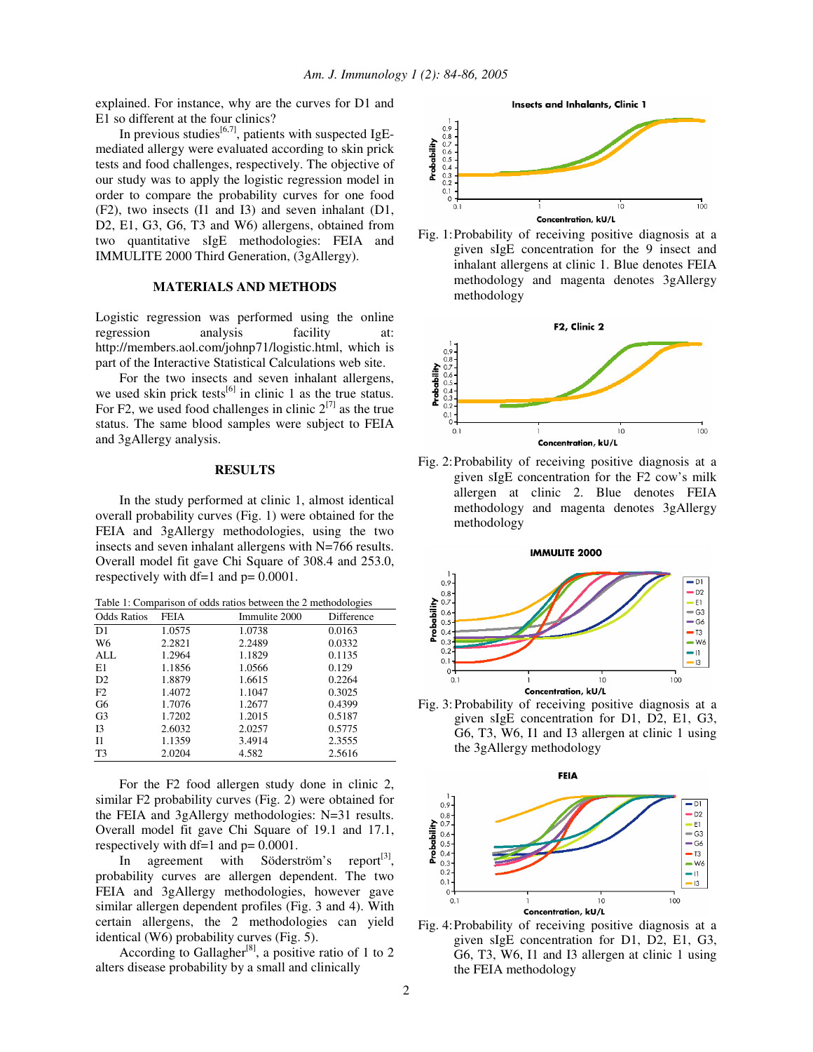explained. For instance, why are the curves for D1 and E1 so different at the four clinics?

In previous studies[6,7], patients with suspected IgE-mediated allergy were evaluated according to skin prick tests and food challenges, respectively. The objective of our study was to apply the logistic regression model in order to compare the probability curves for one food (F2), two insects (I1 and I3) and seven inhalant (D1, D2, E1, G3, G6, T3 and W6) allergens, obtained from two quantitative sIgE methodologies: FEIA and IMMULITE 2000 Third Generation, (3gAllergy).

## MATERIALS AND METHODS

Logistic regression was performed using the online regression analysis facility at: http://members.aol.com/johnp71/logistic.html, which is part of the Interactive Statistical Calculations web site.

For the two insects and seven inhalant allergens, we used skin prick tests[6] in clinic 1 as the true status. For F2, we used food challenges in clinic 2[7] as the true status. The same blood samples were subject to FEIA and 3gAllergy analysis.

## RESULTS

In the study performed at clinic 1, almost identical overall probability curves (Fig. 1) were obtained for the FEIA and 3gAllergy methodologies, using the two insects and seven inhalant allergens with N=766 results. Overall model fit gave Chi Square of 308.4 and 253.0, respectively with df=1 and p= 0.0001.

Table 1: Comparison of odds ratios between the 2 methodologies

| Odds Ratios | FEIA | Immulite 2000 | Difference |
|---|---|---|---|
| D1 | 1.0575 | 1.0738 | 0.0163 |
| W6 | 2.2821 | 2.2489 | 0.0332 |
| ALL | 1.2964 | 1.1829 | 0.1135 |
| E1 | 1.1856 | 1.0566 | 0.129 |
| D2 | 1.8879 | 1.6615 | 0.2264 |
| F2 | 1.4072 | 1.1047 | 0.3025 |
| G6 | 1.7076 | 1.2677 | 0.4399 |
| G3 | 1.7202 | 1.2015 | 0.5187 |
| I3 | 2.6032 | 2.0257 | 0.5775 |
| I1 | 1.1359 | 3.4914 | 2.3555 |
| T3 | 2.0204 | 4.582 | 2.5616 |

For the F2 food allergen study done in clinic 2, similar F2 probability curves (Fig. 2) were obtained for the FEIA and 3gAllergy methodologies: N=31 results. Overall model fit gave Chi Square of 19.1 and 17.1, respectively with df=1 and p= 0.0001.

In agreement with Söderström's report[3], probability curves are allergen dependent. The two FEIA and 3gAllergy methodologies, however gave similar allergen dependent profiles (Fig. 3 and 4). With certain allergens, the 2 methodologies can yield identical (W6) probability curves (Fig. 5).

According to Gallagher[8], a positive ratio of 1 to 2 alters disease probability by a small and clinically

Fig. 1: Probability of receiving positive diagnosis at a given sIgE concentration for the 9 insect and inhalant allergens at clinic 1. Blue denotes FEIA methodology and magenta denotes 3gAllergy methodology

Fig. 2: Probability of receiving positive diagnosis at a given sIgE concentration for the F2 cow's milk allergen at clinic 2. Blue denotes FEIA methodology and magenta denotes 3gAllergy methodology

Fig. 3: Probability of receiving positive diagnosis at a given sIgE concentration for D1, D2, E1, G3, G6, T3, W6, I1 and I3 allergen at clinic 1 using the 3gAllergy methodology

Fig. 4: Probability of receiving positive diagnosis at a given sIgE concentration for D1, D2, E1, G3, G6, T3, W6, I1 and I3 allergen at clinic 1 using the FEIA methodology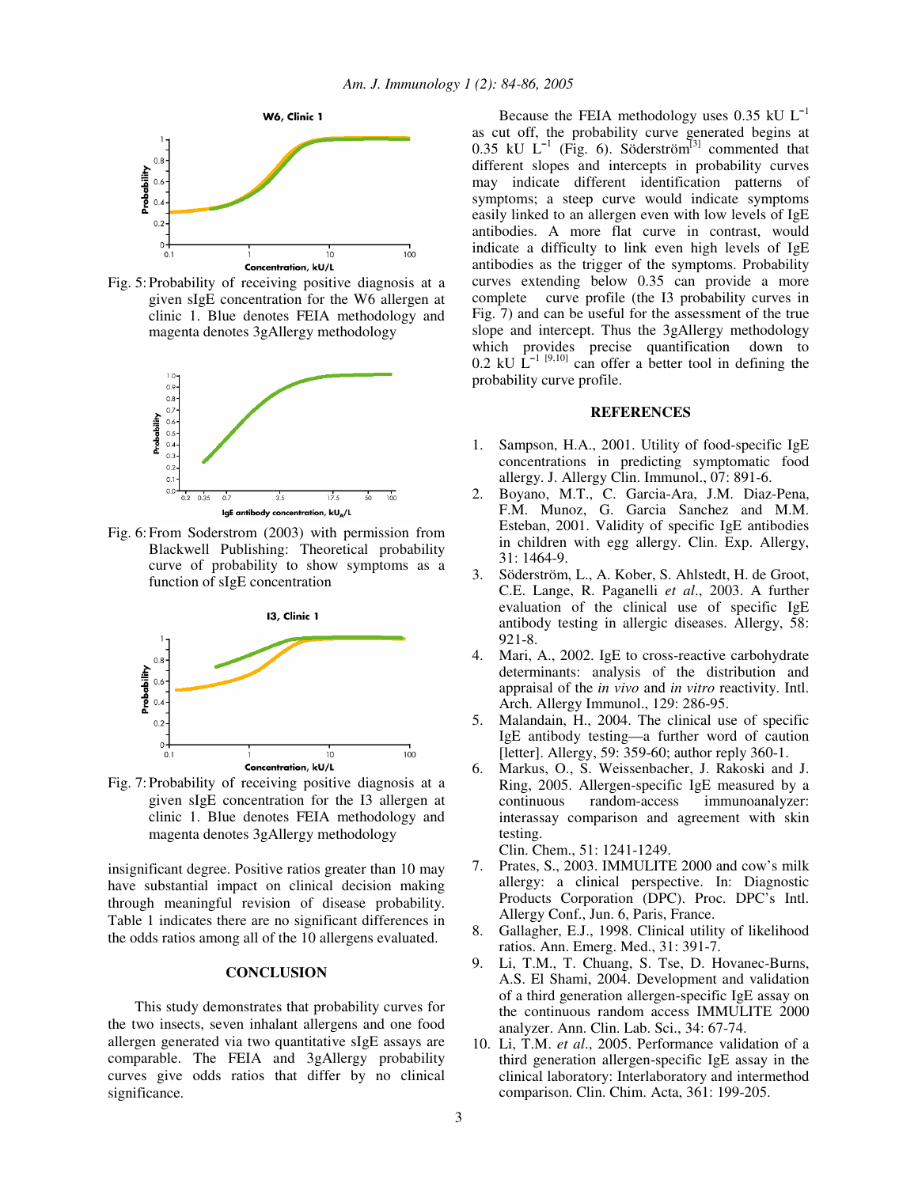W6, Clinic 1

Probability

1
0.8
0.6
0.4
0.2
0
0.1
1
10
100

Concentration, kU/L

Fig. 5: Probability of receiving positive diagnosis at a given sIgE concentration for the W6 allergen at clinic 1. Blue denotes FEIA methodology and magenta denotes 3gAllergy methodology

Probability

1.0
0.9
0.8
0.7
0.6
0.5
0.4
0.3
0.2
0.1
0.0
0.2 0.35 0.7 3.5 17.5 50 100

IgE antibody concentration, kU$_A$/L

Fig. 6: From Soderstrom (2003) with permission from Blackwell Publishing: Theoretical probability curve of probability to show symptoms as a function of sIgE concentration

I3, Clinic 1

Probability

1
0.8
0.6
0.4
0.2
0
0.1
1
10
100

Concentration, kU/L

Fig. 7: Probability of receiving positive diagnosis at a given sIgE concentration for the I3 allergen at clinic 1. Blue denotes FEIA methodology and magenta denotes 3gAllergy methodology

insignificant degree. Positive ratios greater than 10 may have substantial impact on clinical decision making through meaningful revision of disease probability. Table 1 indicates there are no significant differences in the odds ratios among all of the 10 allergens evaluated.

## CONCLUSION

This study demonstrates that probability curves for the two insects, seven inhalant allergens and one food allergen generated via two quantitative sIgE assays are comparable. The FEIA and 3gAllergy probability curves give odds ratios that differ by no clinical significance.

Because the FEIA methodology uses 0.35 kU $L^{-1}$ as cut off, the probability curve generated begins at 0.35 kU $L^{-1}$ (Fig. 6). Söderström[3] commented that different slopes and intercepts in probability curves may indicate different identification patterns of symptoms; a steep curve would indicate symptoms easily linked to an allergen even with low levels of IgE antibodies. A more flat curve in contrast, would indicate a difficulty to link even high levels of IgE antibodies as the trigger of the symptoms. Probability curves extending below 0.35 can provide a more complete curve profile (the I3 probability curves in Fig. 7) and can be useful for the assessment of the true slope and intercept. Thus the 3gAllergy methodology which provides precise quantification down to 0.2 kU $L^{-1}$ [9,10] can offer a better tool in defining the probability curve profile.

## REFERENCES

1. Sampson, H.A., 2001. Utility of food-specific IgE concentrations in predicting symptomatic food allergy. J. Allergy Clin. Immunol., 07: 891-6.
2. Boyano, M.T., C. Garcia-Ara, J.M. Diaz-Pena, F.M. Munoz, G. Garcia Sanchez and M.M. Esteban, 2001. Validity of specific IgE antibodies in children with egg allergy. Clin. Exp. Allergy, 31: 1464-9.
3. Söderström, L., A. Kober, S. Ahlstedt, H. de Groot, C.E. Lange, R. Paganelli *et al*., 2003. A further evaluation of the clinical use of specific IgE antibody testing in allergic diseases. Allergy, 58: 921-8.
4. Mari, A., 2002. IgE to cross-reactive carbohydrate determinants: analysis of the distribution and appraisal of the *in vivo* and *in vitro* reactivity. Intl. Arch. Allergy Immunol., 129: 286-95.
5. Malandain, H., 2004. The clinical use of specific IgE antibody testing—a further word of caution [letter]. Allergy, 59: 359-60; author reply 360-1.
6. Markus, O., S. Weissenbacher, J. Rakoski and J. Ring, 2005. Allergen-specific IgE measured by a continuous random-access immunoanalyzer: interassay comparison and agreement with skin testing.
   Clin. Chem., 51: 1241-1249.
7. Prates, S., 2003. IMMULITE 2000 and cow's milk allergy: a clinical perspective. In: Diagnostic Products Corporation (DPC). Proc. DPC's Intl. Allergy Conf., Jun. 6, Paris, France.
8. Gallagher, E.J., 1998. Clinical utility of likelihood ratios. Ann. Emerg. Med., 31: 391-7.
9. Li, T.M., T. Chuang, S. Tse, D. Hovanec-Burns, A.S. El Shami, 2004. Development and validation of a third generation allergen-specific IgE assay on the continuous random access IMMULITE 2000 analyzer. Ann. Clin. Lab. Sci., 34: 67-74.
10. Li, T.M. *et al*., 2005. Performance validation of a third generation allergen-specific IgE assay in the clinical laboratory: Interlaboratory and intermethod comparison. Clin. Chim. Acta, 361: 199-205.